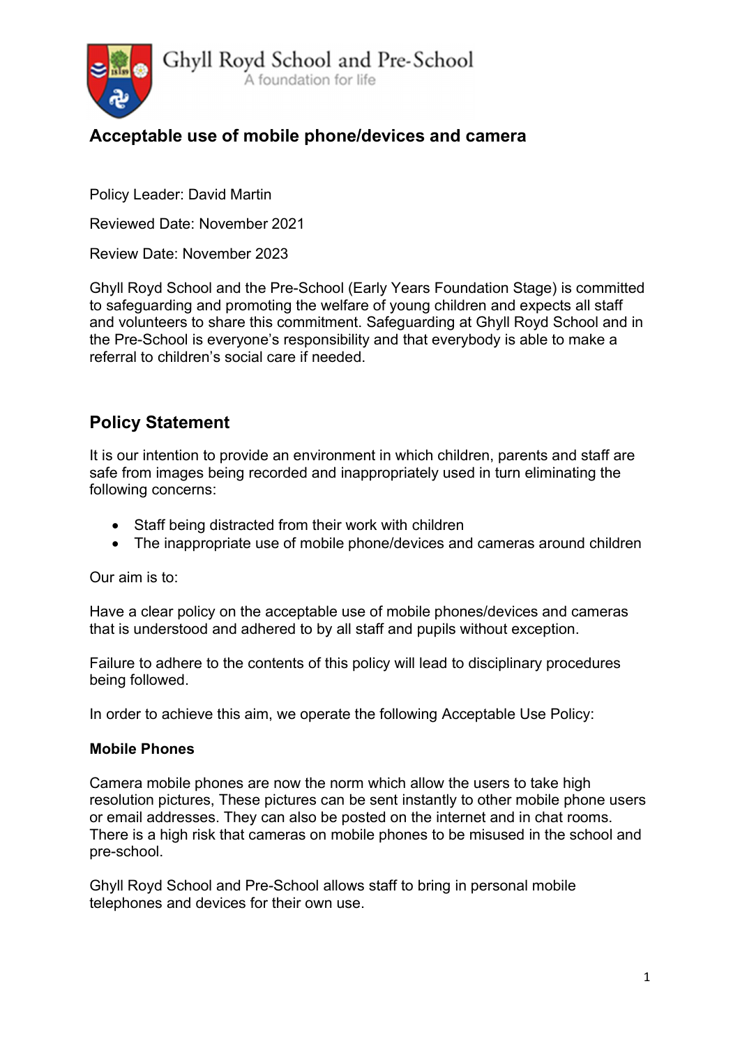Ghyll Royd School and Pre-School
A foundation for life

# Acceptable use of mobile phone/devices and camera

Policy Leader: David Martin

Reviewed Date: November 2021

Review Date: November 2023

Ghyll Royd School and the Pre-School (Early Years Foundation Stage) is committed to safeguarding and promoting the welfare of young children and expects all staff and volunteers to share this commitment. Safeguarding at Ghyll Royd School and in the Pre-School is everyone's responsibility and that everybody is able to make a referral to children's social care if needed.

## Policy Statement

It is our intention to provide an environment in which children, parents and staff are safe from images being recorded and inappropriately used in turn eliminating the following concerns:

- Staff being distracted from their work with children
- The inappropriate use of mobile phone/devices and cameras around children

Our aim is to:

Have a clear policy on the acceptable use of mobile phones/devices and cameras that is understood and adhered to by all staff and pupils without exception.

Failure to adhere to the contents of this policy will lead to disciplinary procedures being followed.

In order to achieve this aim, we operate the following Acceptable Use Policy:

**Mobile Phones**

Camera mobile phones are now the norm which allow the users to take high resolution pictures, These pictures can be sent instantly to other mobile phone users or email addresses. They can also be posted on the internet and in chat rooms. There is a high risk that cameras on mobile phones to be misused in the school and pre-school.

Ghyll Royd School and Pre-School allows staff to bring in personal mobile telephones and devices for their own use.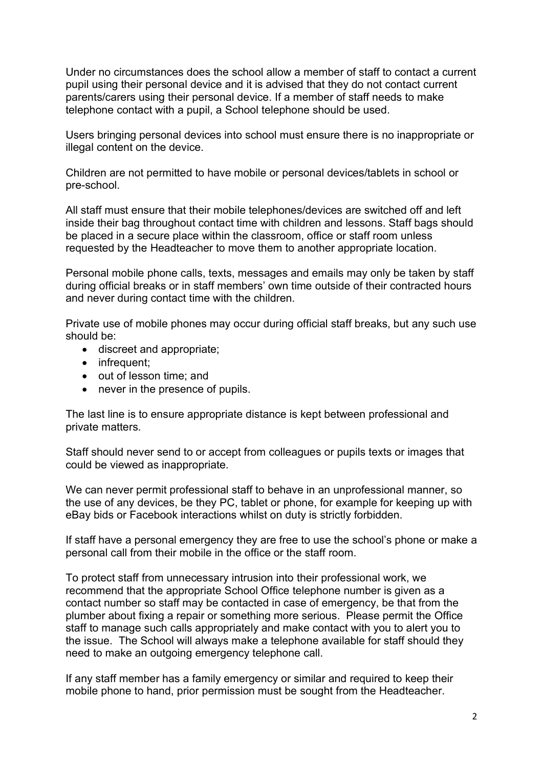Under no circumstances does the school allow a member of staff to contact a current pupil using their personal device and it is advised that they do not contact current parents/carers using their personal device. If a member of staff needs to make telephone contact with a pupil, a School telephone should be used.

Users bringing personal devices into school must ensure there is no inappropriate or illegal content on the device.

Children are not permitted to have mobile or personal devices/tablets in school or pre-school.

All staff must ensure that their mobile telephones/devices are switched off and left inside their bag throughout contact time with children and lessons. Staff bags should be placed in a secure place within the classroom, office or staff room unless requested by the Headteacher to move them to another appropriate location.

Personal mobile phone calls, texts, messages and emails may only be taken by staff during official breaks or in staff members' own time outside of their contracted hours and never during contact time with the children.

Private use of mobile phones may occur during official staff breaks, but any such use should be:

- discreet and appropriate;
- infrequent;
- out of lesson time; and
- never in the presence of pupils.

The last line is to ensure appropriate distance is kept between professional and private matters.

Staff should never send to or accept from colleagues or pupils texts or images that could be viewed as inappropriate.

We can never permit professional staff to behave in an unprofessional manner, so the use of any devices, be they PC, tablet or phone, for example for keeping up with eBay bids or Facebook interactions whilst on duty is strictly forbidden.

If staff have a personal emergency they are free to use the school's phone or make a personal call from their mobile in the office or the staff room.

To protect staff from unnecessary intrusion into their professional work, we recommend that the appropriate School Office telephone number is given as a contact number so staff may be contacted in case of emergency, be that from the plumber about fixing a repair or something more serious. Please permit the Office staff to manage such calls appropriately and make contact with you to alert you to the issue. The School will always make a telephone available for staff should they need to make an outgoing emergency telephone call.

If any staff member has a family emergency or similar and required to keep their mobile phone to hand, prior permission must be sought from the Headteacher.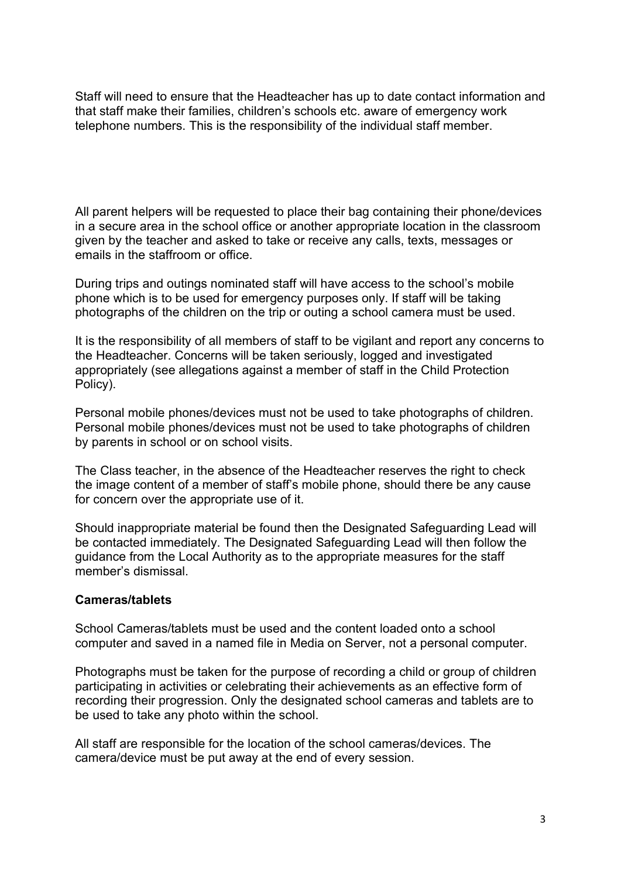Staff will need to ensure that the Headteacher has up to date contact information and that staff make their families, children's schools etc. aware of emergency work telephone numbers. This is the responsibility of the individual staff member.

All parent helpers will be requested to place their bag containing their phone/devices in a secure area in the school office or another appropriate location in the classroom given by the teacher and asked to take or receive any calls, texts, messages or emails in the staffroom or office.

During trips and outings nominated staff will have access to the school's mobile phone which is to be used for emergency purposes only. If staff will be taking photographs of the children on the trip or outing a school camera must be used.

It is the responsibility of all members of staff to be vigilant and report any concerns to the Headteacher. Concerns will be taken seriously, logged and investigated appropriately (see allegations against a member of staff in the Child Protection Policy).

Personal mobile phones/devices must not be used to take photographs of children. Personal mobile phones/devices must not be used to take photographs of children by parents in school or on school visits.

The Class teacher, in the absence of the Headteacher reserves the right to check the image content of a member of staff's mobile phone, should there be any cause for concern over the appropriate use of it.

Should inappropriate material be found then the Designated Safeguarding Lead will be contacted immediately. The Designated Safeguarding Lead will then follow the guidance from the Local Authority as to the appropriate measures for the staff member's dismissal.

**Cameras/tablets**

School Cameras/tablets must be used and the content loaded onto a school computer and saved in a named file in Media on Server, not a personal computer.

Photographs must be taken for the purpose of recording a child or group of children participating in activities or celebrating their achievements as an effective form of recording their progression. Only the designated school cameras and tablets are to be used to take any photo within the school.

All staff are responsible for the location of the school cameras/devices. The camera/device must be put away at the end of every session.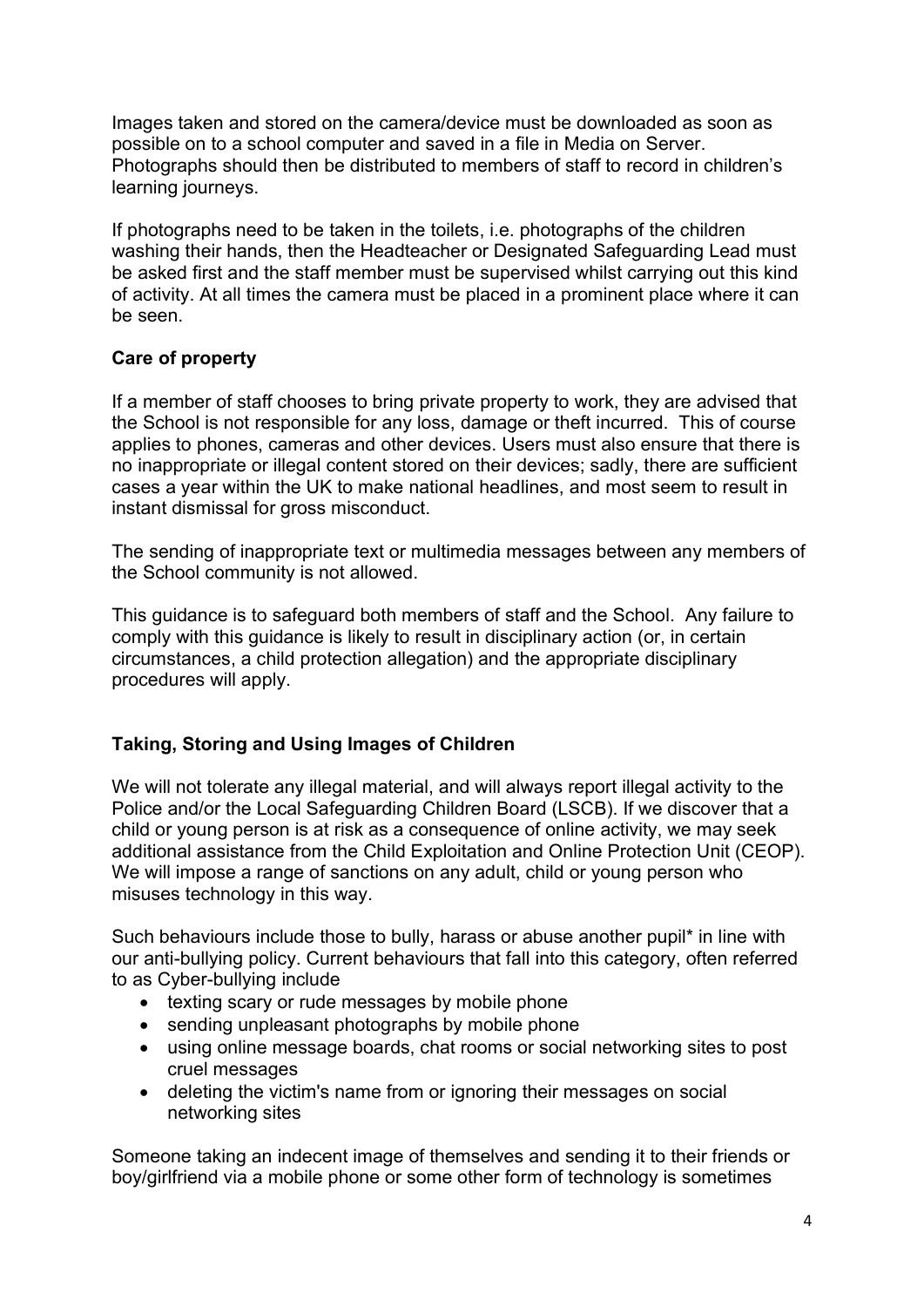Images taken and stored on the camera/device must be downloaded as soon as possible on to a school computer and saved in a file in Media on Server. Photographs should then be distributed to members of staff to record in children's learning journeys.

If photographs need to be taken in the toilets, i.e. photographs of the children washing their hands, then the Headteacher or Designated Safeguarding Lead must be asked first and the staff member must be supervised whilst carrying out this kind of activity. At all times the camera must be placed in a prominent place where it can be seen.

**Care of property**

If a member of staff chooses to bring private property to work, they are advised that the School is not responsible for any loss, damage or theft incurred. This of course applies to phones, cameras and other devices. Users must also ensure that there is no inappropriate or illegal content stored on their devices; sadly, there are sufficient cases a year within the UK to make national headlines, and most seem to result in instant dismissal for gross misconduct.

The sending of inappropriate text or multimedia messages between any members of the School community is not allowed.

This guidance is to safeguard both members of staff and the School. Any failure to comply with this guidance is likely to result in disciplinary action (or, in certain circumstances, a child protection allegation) and the appropriate disciplinary procedures will apply.

**Taking, Storing and Using Images of Children**

We will not tolerate any illegal material, and will always report illegal activity to the Police and/or the Local Safeguarding Children Board (LSCB). If we discover that a child or young person is at risk as a consequence of online activity, we may seek additional assistance from the Child Exploitation and Online Protection Unit (CEOP). We will impose a range of sanctions on any adult, child or young person who misuses technology in this way.

Such behaviours include those to bully, harass or abuse another pupil* in line with our anti-bullying policy. Current behaviours that fall into this category, often referred to as Cyber-bullying include

- texting scary or rude messages by mobile phone
- sending unpleasant photographs by mobile phone
- using online message boards, chat rooms or social networking sites to post cruel messages
- deleting the victim's name from or ignoring their messages on social networking sites

Someone taking an indecent image of themselves and sending it to their friends or boy/girlfriend via a mobile phone or some other form of technology is sometimes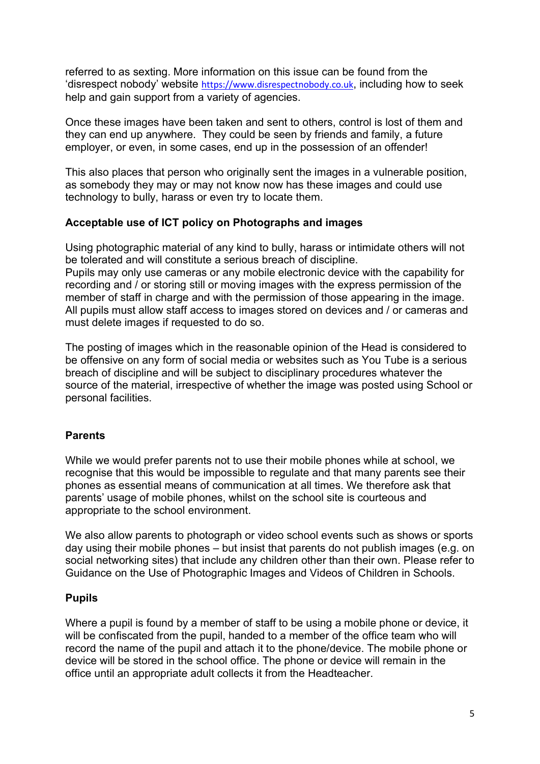referred to as sexting. More information on this issue can be found from the 'disrespect nobody' website https://www.disrespectnobody.co.uk, including how to seek help and gain support from a variety of agencies.

Once these images have been taken and sent to others, control is lost of them and they can end up anywhere. They could be seen by friends and family, a future employer, or even, in some cases, end up in the possession of an offender!

This also places that person who originally sent the images in a vulnerable position, as somebody they may or may not know now has these images and could use technology to bully, harass or even try to locate them.

**Acceptable use of ICT policy on Photographs and images**

Using photographic material of any kind to bully, harass or intimidate others will not be tolerated and will constitute a serious breach of discipline.
Pupils may only use cameras or any mobile electronic device with the capability for recording and / or storing still or moving images with the express permission of the member of staff in charge and with the permission of those appearing in the image. All pupils must allow staff access to images stored on devices and / or cameras and must delete images if requested to do so.

The posting of images which in the reasonable opinion of the Head is considered to be offensive on any form of social media or websites such as You Tube is a serious breach of discipline and will be subject to disciplinary procedures whatever the source of the material, irrespective of whether the image was posted using School or personal facilities.

**Parents**

While we would prefer parents not to use their mobile phones while at school, we recognise that this would be impossible to regulate and that many parents see their phones as essential means of communication at all times. We therefore ask that parents' usage of mobile phones, whilst on the school site is courteous and appropriate to the school environment.

We also allow parents to photograph or video school events such as shows or sports day using their mobile phones – but insist that parents do not publish images (e.g. on social networking sites) that include any children other than their own. Please refer to Guidance on the Use of Photographic Images and Videos of Children in Schools.

**Pupils**

Where a pupil is found by a member of staff to be using a mobile phone or device, it will be confiscated from the pupil, handed to a member of the office team who will record the name of the pupil and attach it to the phone/device. The mobile phone or device will be stored in the school office. The phone or device will remain in the office until an appropriate adult collects it from the Headteacher.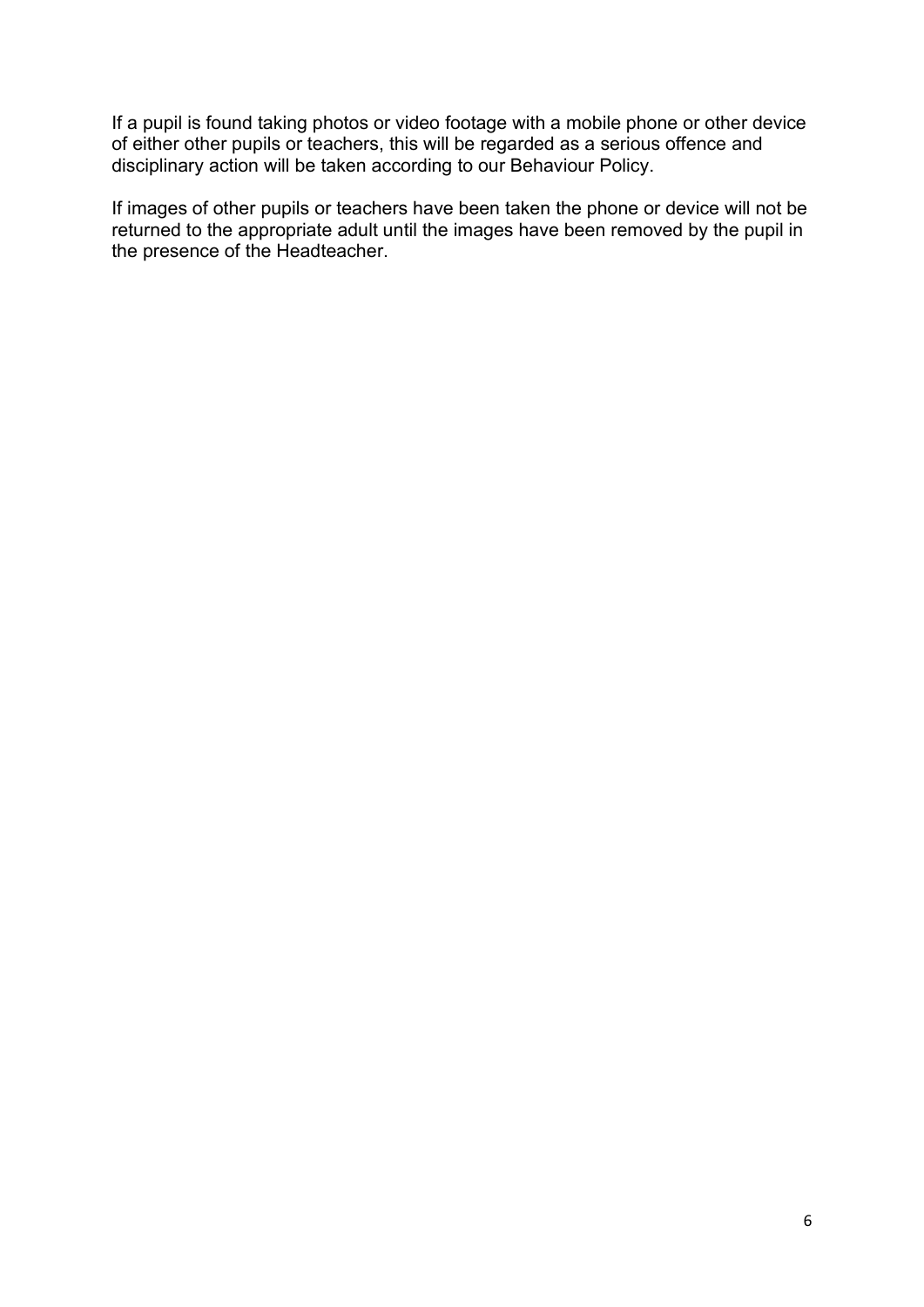If a pupil is found taking photos or video footage with a mobile phone or other device of either other pupils or teachers, this will be regarded as a serious offence and disciplinary action will be taken according to our Behaviour Policy.

If images of other pupils or teachers have been taken the phone or device will not be returned to the appropriate adult until the images have been removed by the pupil in the presence of the Headteacher.